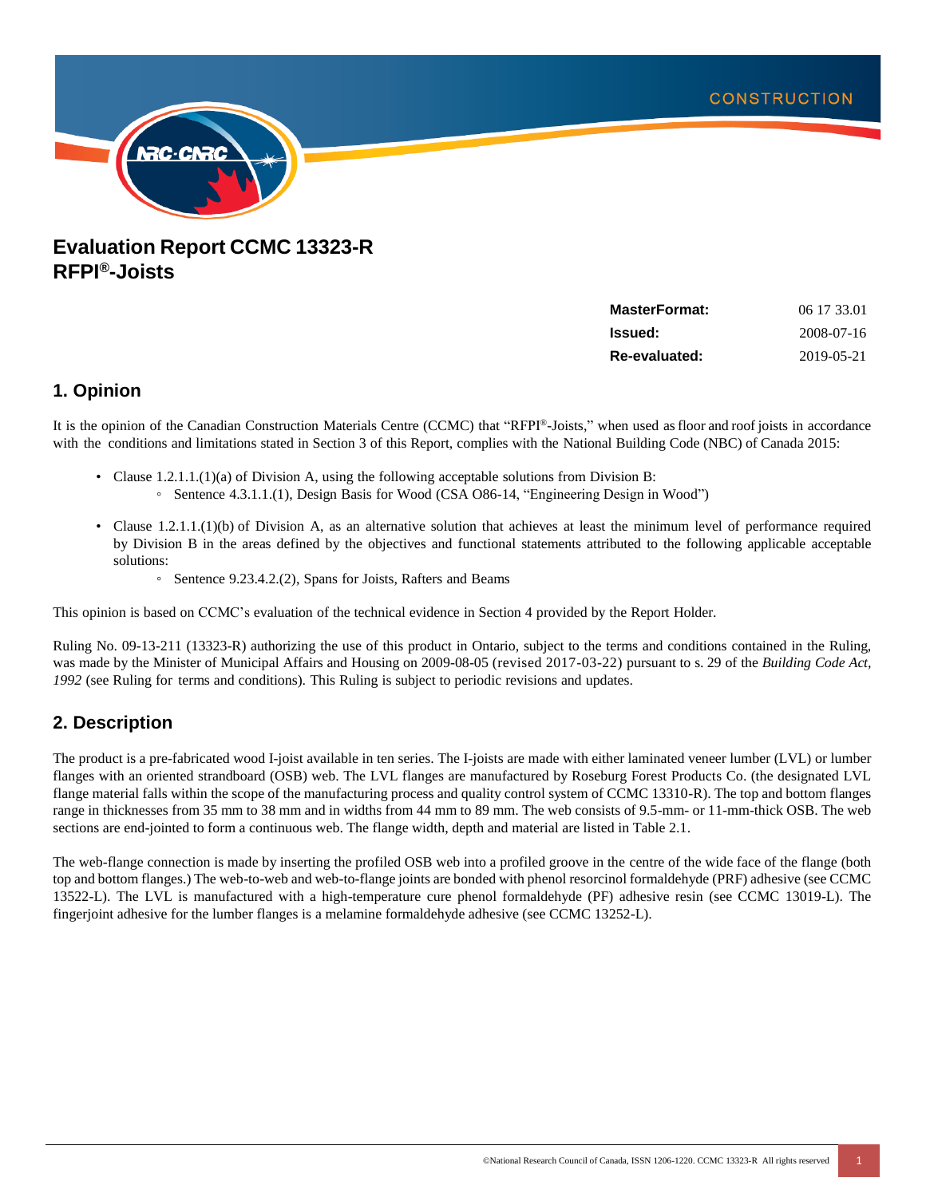# Evaluation Report CCMC 13323-R
# RFPI®-Joists

| | |
|---|---|
| **MasterFormat:** | 06 17 33.01 |
| **Issued:** | 2008-07-16 |
| **Re-evaluated:** | 2019-05-21 |

## 1. Opinion

It is the opinion of the Canadian Construction Materials Centre (CCMC) that "RFPI®-Joists," when used as floor and roof joists in accordance with the conditions and limitations stated in Section 3 of this Report, complies with the National Building Code (NBC) of Canada 2015:

- Clause 1.2.1.1.(1)(a) of Division A, using the following acceptable solutions from Division B:
  - Sentence 4.3.1.1.(1), Design Basis for Wood (CSA O86-14, "Engineering Design in Wood")
- Clause 1.2.1.1.(1)(b) of Division A, as an alternative solution that achieves at least the minimum level of performance required by Division B in the areas defined by the objectives and functional statements attributed to the following applicable acceptable solutions:
  - Sentence 9.23.4.2.(2), Spans for Joists, Rafters and Beams

This opinion is based on CCMC's evaluation of the technical evidence in Section 4 provided by the Report Holder.

Ruling No. 09-13-211 (13323-R) authorizing the use of this product in Ontario, subject to the terms and conditions contained in the Ruling, was made by the Minister of Municipal Affairs and Housing on 2009-08-05 (revised 2017-03-22) pursuant to s. 29 of the *Building Code Act, 1992* (see Ruling for terms and conditions). This Ruling is subject to periodic revisions and updates.

## 2. Description

The product is a pre-fabricated wood I-joist available in ten series. The I-joists are made with either laminated veneer lumber (LVL) or lumber flanges with an oriented strandboard (OSB) web. The LVL flanges are manufactured by Roseburg Forest Products Co. (the designated LVL flange material falls within the scope of the manufacturing process and quality control system of CCMC 13310-R). The top and bottom flanges range in thicknesses from 35 mm to 38 mm and in widths from 44 mm to 89 mm. The web consists of 9.5-mm- or 11-mm-thick OSB. The web sections are end-jointed to form a continuous web. The flange width, depth and material are listed in Table 2.1.

The web-flange connection is made by inserting the profiled OSB web into a profiled groove in the centre of the wide face of the flange (both top and bottom flanges.) The web-to-web and web-to-flange joints are bonded with phenol resorcinol formaldehyde (PRF) adhesive (see CCMC 13522-L). The LVL is manufactured with a high-temperature cure phenol formaldehyde (PF) adhesive resin (see CCMC 13019-L). The fingerjoint adhesive for the lumber flanges is a melamine formaldehyde adhesive (see CCMC 13252-L).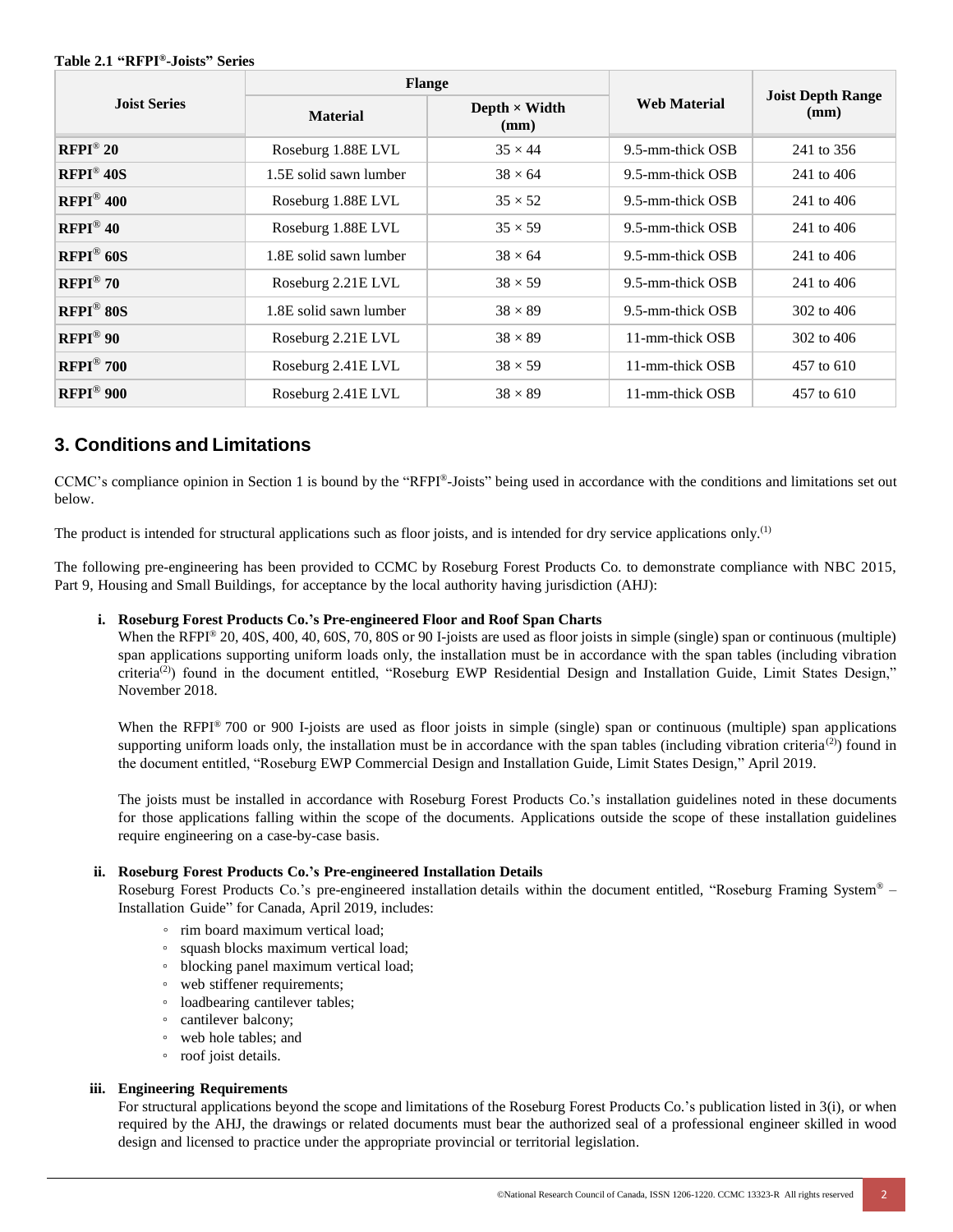**Table 2.1 "RFPI®-Joists" Series**

| Joist Series | Flange | | Web Material | Joist Depth Range (mm) |
|---|---|---|---|---|
| | Material | Depth × Width (mm) | | |
| **RFPI® 20** | Roseburg 1.88E LVL | 35 × 44 | 9.5-mm-thick OSB | 241 to 356 |
| **RFPI® 40S** | 1.5E solid sawn lumber | 38 × 64 | 9.5-mm-thick OSB | 241 to 406 |
| **RFPI® 400** | Roseburg 1.88E LVL | 35 × 52 | 9.5-mm-thick OSB | 241 to 406 |
| **RFPI® 40** | Roseburg 1.88E LVL | 35 × 59 | 9.5-mm-thick OSB | 241 to 406 |
| **RFPI® 60S** | 1.8E solid sawn lumber | 38 × 64 | 9.5-mm-thick OSB | 241 to 406 |
| **RFPI® 70** | Roseburg 2.21E LVL | 38 × 59 | 9.5-mm-thick OSB | 241 to 406 |
| **RFPI® 80S** | 1.8E solid sawn lumber | 38 × 89 | 9.5-mm-thick OSB | 302 to 406 |
| **RFPI® 90** | Roseburg 2.21E LVL | 38 × 89 | 11-mm-thick OSB | 302 to 406 |
| **RFPI® 700** | Roseburg 2.41E LVL | 38 × 59 | 11-mm-thick OSB | 457 to 610 |
| **RFPI® 900** | Roseburg 2.41E LVL | 38 × 89 | 11-mm-thick OSB | 457 to 610 |

## 3. Conditions and Limitations

CCMC's compliance opinion in Section 1 is bound by the "RFPI®-Joists" being used in accordance with the conditions and limitations set out below.

The product is intended for structural applications such as floor joists, and is intended for dry service applications only.[1]

The following pre-engineering has been provided to CCMC by Roseburg Forest Products Co. to demonstrate compliance with NBC 2015, Part 9, Housing and Small Buildings, for acceptance by the local authority having jurisdiction (AHJ):

**i. Roseburg Forest Products Co.'s Pre-engineered Floor and Roof Span Charts**

When the RFPI® 20, 40S, 400, 40, 60S, 70, 80S or 90 I-joists are used as floor joists in simple (single) span or continuous (multiple) span applications supporting uniform loads only, the installation must be in accordance with the span tables (including vibration criteria[2]) found in the document entitled, "Roseburg EWP Residential Design and Installation Guide, Limit States Design," November 2018.

When the RFPI® 700 or 900 I-joists are used as floor joists in simple (single) span or continuous (multiple) span applications supporting uniform loads only, the installation must be in accordance with the span tables (including vibration criteria[2]) found in the document entitled, "Roseburg EWP Commercial Design and Installation Guide, Limit States Design," April 2019.

The joists must be installed in accordance with Roseburg Forest Products Co.'s installation guidelines noted in these documents for those applications falling within the scope of the documents. Applications outside the scope of these installation guidelines require engineering on a case-by-case basis.

**ii. Roseburg Forest Products Co.'s Pre-engineered Installation Details**

Roseburg Forest Products Co.'s pre-engineered installation details within the document entitled, "Roseburg Framing System® – Installation Guide" for Canada, April 2019, includes:

- rim board maximum vertical load;
- squash blocks maximum vertical load;
- blocking panel maximum vertical load;
- web stiffener requirements;
- loadbearing cantilever tables;
- cantilever balcony;
- web hole tables; and
- roof joist details.

**iii. Engineering Requirements**

For structural applications beyond the scope and limitations of the Roseburg Forest Products Co.'s publication listed in 3(i), or when required by the AHJ, the drawings or related documents must bear the authorized seal of a professional engineer skilled in wood design and licensed to practice under the appropriate provincial or territorial legislation.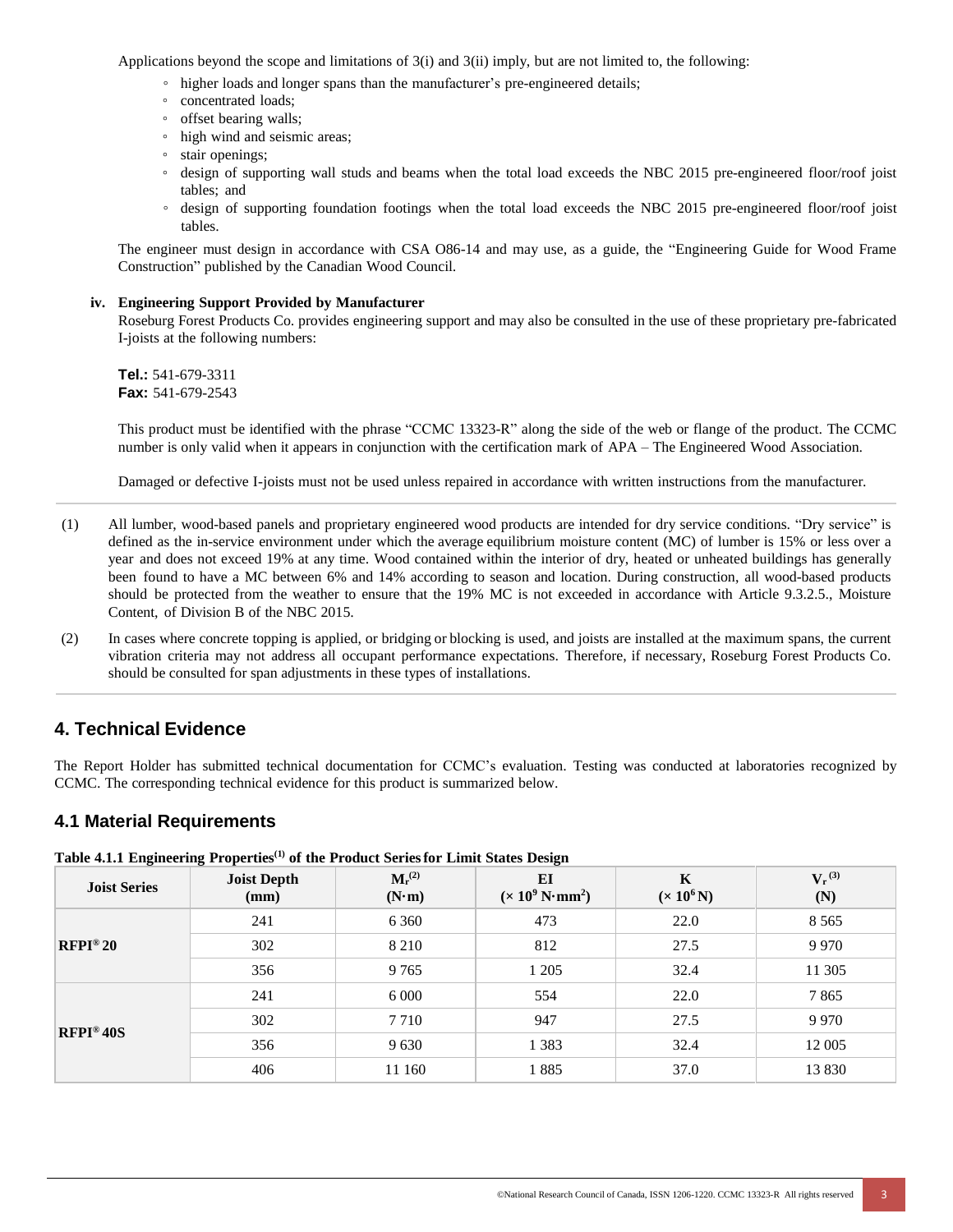Applications beyond the scope and limitations of 3(i) and 3(ii) imply, but are not limited to, the following:

- higher loads and longer spans than the manufacturer's pre-engineered details;
- concentrated loads;
- offset bearing walls;
- high wind and seismic areas;
- stair openings;
- design of supporting wall studs and beams when the total load exceeds the NBC 2015 pre-engineered floor/roof joist tables; and
- design of supporting foundation footings when the total load exceeds the NBC 2015 pre-engineered floor/roof joist tables.

The engineer must design in accordance with CSA O86-14 and may use, as a guide, the "Engineering Guide for Wood Frame Construction" published by the Canadian Wood Council.

**iv. Engineering Support Provided by Manufacturer**

Roseburg Forest Products Co. provides engineering support and may also be consulted in the use of these proprietary pre-fabricated I-joists at the following numbers:

**Tel.:** 541-679-3311
**Fax:** 541-679-2543

This product must be identified with the phrase "CCMC 13323-R" along the side of the web or flange of the product. The CCMC number is only valid when it appears in conjunction with the certification mark of APA – The Engineered Wood Association.

Damaged or defective I-joists must not be used unless repaired in accordance with written instructions from the manufacturer.

(1) All lumber, wood-based panels and proprietary engineered wood products are intended for dry service conditions. "Dry service" is defined as the in-service environment under which the average equilibrium moisture content (MC) of lumber is 15% or less over a year and does not exceed 19% at any time. Wood contained within the interior of dry, heated or unheated buildings has generally been found to have a MC between 6% and 14% according to season and location. During construction, all wood-based products should be protected from the weather to ensure that the 19% MC is not exceeded in accordance with Article 9.3.2.5., Moisture Content, of Division B of the NBC 2015.

(2) In cases where concrete topping is applied, or bridging or blocking is used, and joists are installed at the maximum spans, the current vibration criteria may not address all occupant performance expectations. Therefore, if necessary, Roseburg Forest Products Co. should be consulted for span adjustments in these types of installations.

## 4. Technical Evidence

The Report Holder has submitted technical documentation for CCMC's evaluation. Testing was conducted at laboratories recognized by CCMC. The corresponding technical evidence for this product is summarized below.

### 4.1 Material Requirements

**Table 4.1.1 Engineering Properties[1] of the Product Series for Limit States Design**

| Joist Series | Joist Depth (mm) | $M_r$[2] (N·m) | EI ($\times 10^9$ N·mm$^2$) | K ($\times 10^6$ N) | $V_r$[3] (N) |
|---|---|---|---|---|---|
| RFPI® 20 | 241 | 6 360 | 473 | 22.0 | 8 565 |
| | 302 | 8 210 | 812 | 27.5 | 9 970 |
| | 356 | 9 765 | 1 205 | 32.4 | 11 305 |
| RFPI® 40S | 241 | 6 000 | 554 | 22.0 | 7 865 |
| | 302 | 7 710 | 947 | 27.5 | 9 970 |
| | 356 | 9 630 | 1 383 | 32.4 | 12 005 |
| | 406 | 11 160 | 1 885 | 37.0 | 13 830 |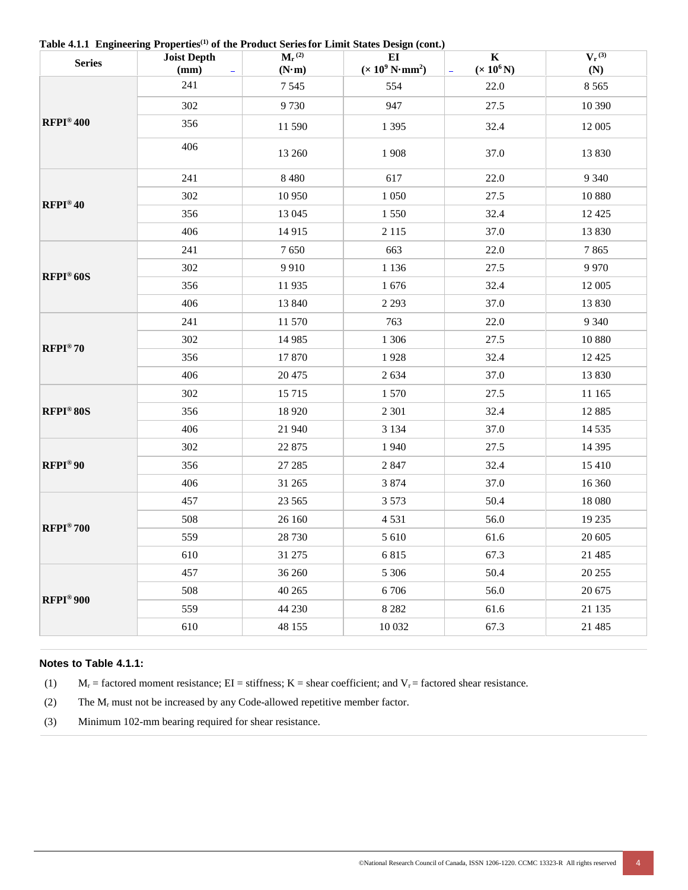**Table 4.1.1 Engineering Properties(1) of the Product Series for Limit States Design (cont.)**

| Series | Joist Depth (mm) | $M_r$ (2) (N·m) | EI ($\times 10^9$ N·mm$^2$) | K ($\times 10^6$ N) | $V_r$ (3) (N) |
|---|---|---|---|---|---|
| RFPI® 400 | 241 | 7 545 | 554 | 22.0 | 8 565 |
| | 302 | 9 730 | 947 | 27.5 | 10 390 |
| | 356 | 11 590 | 1 395 | 32.4 | 12 005 |
| | 406 | 13 260 | 1 908 | 37.0 | 13 830 |
| RFPI® 40 | 241 | 8 480 | 617 | 22.0 | 9 340 |
| | 302 | 10 950 | 1 050 | 27.5 | 10 880 |
| | 356 | 13 045 | 1 550 | 32.4 | 12 425 |
| | 406 | 14 915 | 2 115 | 37.0 | 13 830 |
| RFPI® 60S | 241 | 7 650 | 663 | 22.0 | 7 865 |
| | 302 | 9 910 | 1 136 | 27.5 | 9 970 |
| | 356 | 11 935 | 1 676 | 32.4 | 12 005 |
| | 406 | 13 840 | 2 293 | 37.0 | 13 830 |
| RFPI® 70 | 241 | 11 570 | 763 | 22.0 | 9 340 |
| | 302 | 14 985 | 1 306 | 27.5 | 10 880 |
| | 356 | 17 870 | 1 928 | 32.4 | 12 425 |
| | 406 | 20 475 | 2 634 | 37.0 | 13 830 |
| RFPI® 80S | 302 | 15 715 | 1 570 | 27.5 | 11 165 |
| | 356 | 18 920 | 2 301 | 32.4 | 12 885 |
| | 406 | 21 940 | 3 134 | 37.0 | 14 535 |
| RFPI® 90 | 302 | 22 875 | 1 940 | 27.5 | 14 395 |
| | 356 | 27 285 | 2 847 | 32.4 | 15 410 |
| | 406 | 31 265 | 3 874 | 37.0 | 16 360 |
| RFPI® 700 | 457 | 23 565 | 3 573 | 50.4 | 18 080 |
| | 508 | 26 160 | 4 531 | 56.0 | 19 235 |
| | 559 | 28 730 | 5 610 | 61.6 | 20 605 |
| | 610 | 31 275 | 6 815 | 67.3 | 21 485 |
| RFPI® 900 | 457 | 36 260 | 5 306 | 50.4 | 20 255 |
| | 508 | 40 265 | 6 706 | 56.0 | 20 675 |
| | 559 | 44 230 | 8 282 | 61.6 | 21 135 |
| | 610 | 48 155 | 10 032 | 67.3 | 21 485 |

**Notes to Table 4.1.1:**

(1) $M_r$ = factored moment resistance; EI = stiffness; K = shear coefficient; and $V_r$ = factored shear resistance.

(2) The $M_r$ must not be increased by any Code-allowed repetitive member factor.

(3) Minimum 102-mm bearing required for shear resistance.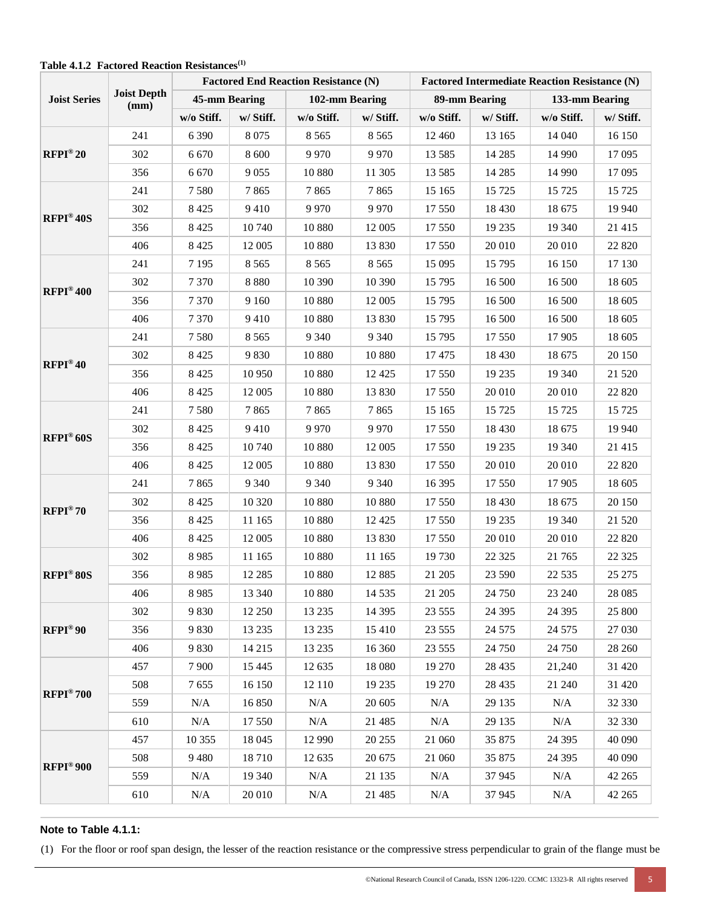**Table 4.1.2 Factored Reaction Resistances(1)**

| Joist Series | Joist Depth (mm) | Factored End Reaction Resistance (N) | | | | Factored Intermediate Reaction Resistance (N) | | | |
|---|---|---|---|---|---|---|---|---|---|
| | | 45-mm Bearing | | 102-mm Bearing | | 89-mm Bearing | | 133-mm Bearing | |
| | | w/o Stiff. | w/ Stiff. | w/o Stiff. | w/ Stiff. | w/o Stiff. | w/ Stiff. | w/o Stiff. | w/ Stiff. |
| **RFPI® 20** | 241 | 6 390 | 8 075 | 8 565 | 8 565 | 12 460 | 13 165 | 14 040 | 16 150 |
| | 302 | 6 670 | 8 600 | 9 970 | 9 970 | 13 585 | 14 285 | 14 990 | 17 095 |
| | 356 | 6 670 | 9 055 | 10 880 | 11 305 | 13 585 | 14 285 | 14 990 | 17 095 |
| **RFPI® 40S** | 241 | 7 580 | 7 865 | 7 865 | 7 865 | 15 165 | 15 725 | 15 725 | 15 725 |
| | 302 | 8 425 | 9 410 | 9 970 | 9 970 | 17 550 | 18 430 | 18 675 | 19 940 |
| | 356 | 8 425 | 10 740 | 10 880 | 12 005 | 17 550 | 19 235 | 19 340 | 21 415 |
| | 406 | 8 425 | 12 005 | 10 880 | 13 830 | 17 550 | 20 010 | 20 010 | 22 820 |
| **RFPI® 400** | 241 | 7 195 | 8 565 | 8 565 | 8 565 | 15 095 | 15 795 | 16 150 | 17 130 |
| | 302 | 7 370 | 8 880 | 10 390 | 10 390 | 15 795 | 16 500 | 16 500 | 18 605 |
| | 356 | 7 370 | 9 160 | 10 880 | 12 005 | 15 795 | 16 500 | 16 500 | 18 605 |
| | 406 | 7 370 | 9 410 | 10 880 | 13 830 | 15 795 | 16 500 | 16 500 | 18 605 |
| **RFPI® 40** | 241 | 7 580 | 8 565 | 9 340 | 9 340 | 15 795 | 17 550 | 17 905 | 18 605 |
| | 302 | 8 425 | 9 830 | 10 880 | 10 880 | 17 475 | 18 430 | 18 675 | 20 150 |
| | 356 | 8 425 | 10 950 | 10 880 | 12 425 | 17 550 | 19 235 | 19 340 | 21 520 |
| | 406 | 8 425 | 12 005 | 10 880 | 13 830 | 17 550 | 20 010 | 20 010 | 22 820 |
| **RFPI® 60S** | 241 | 7 580 | 7 865 | 7 865 | 7 865 | 15 165 | 15 725 | 15 725 | 15 725 |
| | 302 | 8 425 | 9 410 | 9 970 | 9 970 | 17 550 | 18 430 | 18 675 | 19 940 |
| | 356 | 8 425 | 10 740 | 10 880 | 12 005 | 17 550 | 19 235 | 19 340 | 21 415 |
| | 406 | 8 425 | 12 005 | 10 880 | 13 830 | 17 550 | 20 010 | 20 010 | 22 820 |
| **RFPI® 70** | 241 | 7 865 | 9 340 | 9 340 | 9 340 | 16 395 | 17 550 | 17 905 | 18 605 |
| | 302 | 8 425 | 10 320 | 10 880 | 10 880 | 17 550 | 18 430 | 18 675 | 20 150 |
| | 356 | 8 425 | 11 165 | 10 880 | 12 425 | 17 550 | 19 235 | 19 340 | 21 520 |
| | 406 | 8 425 | 12 005 | 10 880 | 13 830 | 17 550 | 20 010 | 20 010 | 22 820 |
| **RFPI® 80S** | 302 | 8 985 | 11 165 | 10 880 | 11 165 | 19 730 | 22 325 | 21 765 | 22 325 |
| | 356 | 8 985 | 12 285 | 10 880 | 12 885 | 21 205 | 23 590 | 22 535 | 25 275 |
| | 406 | 8 985 | 13 340 | 10 880 | 14 535 | 21 205 | 24 750 | 23 240 | 28 085 |
| **RFPI® 90** | 302 | 9 830 | 12 250 | 13 235 | 14 395 | 23 555 | 24 395 | 24 395 | 25 800 |
| | 356 | 9 830 | 13 235 | 13 235 | 15 410 | 23 555 | 24 575 | 24 575 | 27 030 |
| | 406 | 9 830 | 14 215 | 13 235 | 16 360 | 23 555 | 24 750 | 24 750 | 28 260 |
| **RFPI® 700** | 457 | 7 900 | 15 445 | 12 635 | 18 080 | 19 270 | 28 435 | 21,240 | 31 420 |
| | 508 | 7 655 | 16 150 | 12 110 | 19 235 | 19 270 | 28 435 | 21 240 | 31 420 |
| | 559 | N/A | 16 850 | N/A | 20 605 | N/A | 29 135 | N/A | 32 330 |
| | 610 | N/A | 17 550 | N/A | 21 485 | N/A | 29 135 | N/A | 32 330 |
| **RFPI® 900** | 457 | 10 355 | 18 045 | 12 990 | 20 255 | 21 060 | 35 875 | 24 395 | 40 090 |
| | 508 | 9 480 | 18 710 | 12 635 | 20 675 | 21 060 | 35 875 | 24 395 | 40 090 |
| | 559 | N/A | 19 340 | N/A | 21 135 | N/A | 37 945 | N/A | 42 265 |
| | 610 | N/A | 20 010 | N/A | 21 485 | N/A | 37 945 | N/A | 42 265 |

**Note to Table 4.1.1:**

(1) For the floor or roof span design, the lesser of the reaction resistance or the compressive stress perpendicular to grain of the flange must be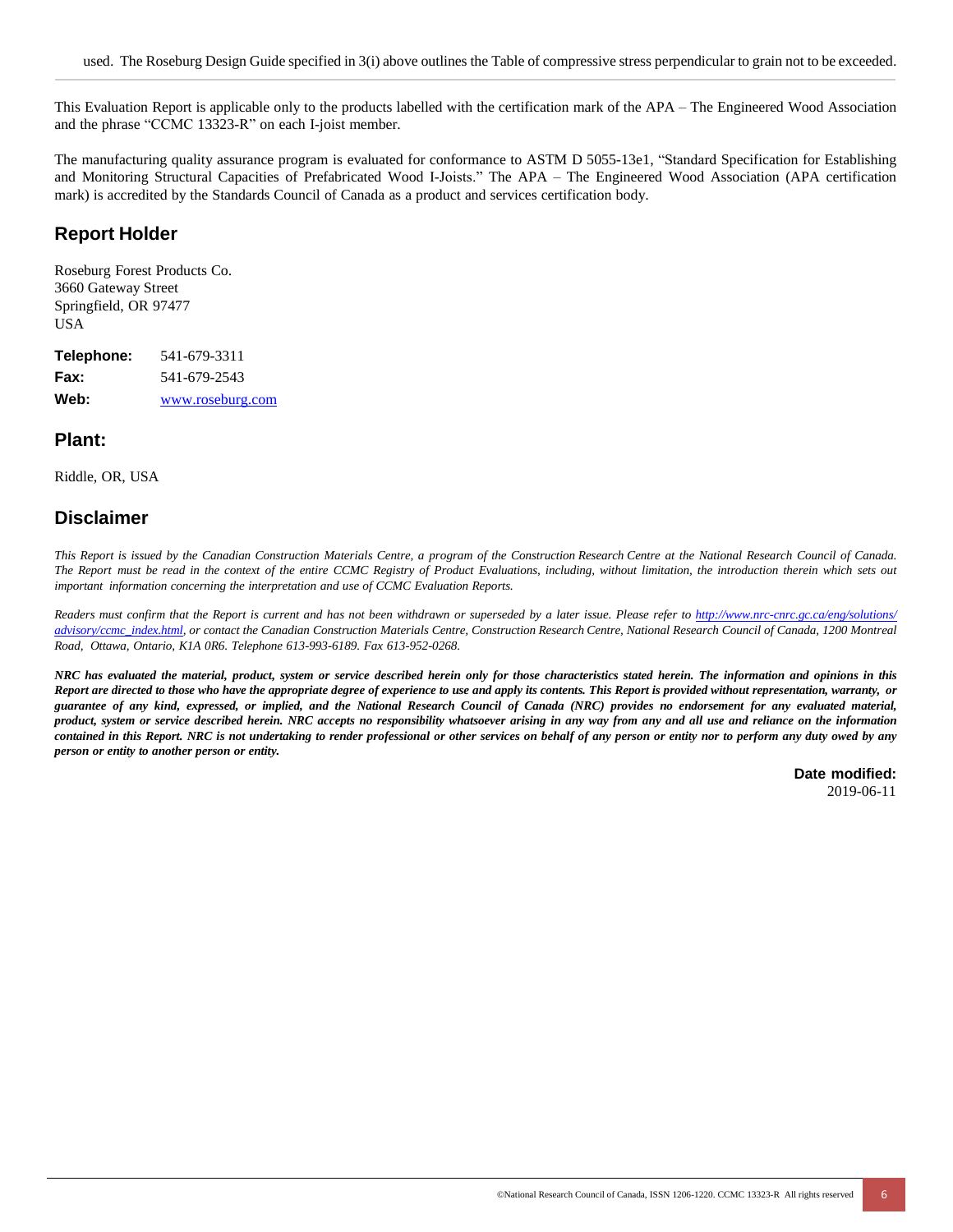used. The Roseburg Design Guide specified in 3(i) above outlines the Table of compressive stress perpendicular to grain not to be exceeded.

---

This Evaluation Report is applicable only to the products labelled with the certification mark of the APA – The Engineered Wood Association and the phrase "CCMC 13323-R" on each I-joist member.

The manufacturing quality assurance program is evaluated for conformance to ASTM D 5055-13e1, "Standard Specification for Establishing and Monitoring Structural Capacities of Prefabricated Wood I-Joists." The APA – The Engineered Wood Association (APA certification mark) is accredited by the Standards Council of Canada as a product and services certification body.

## Report Holder

Roseburg Forest Products Co.
3660 Gateway Street
Springfield, OR 97477
USA

**Telephone:** 541-679-3311
**Fax:** 541-679-2543
**Web:** www.roseburg.com

## Plant:

Riddle, OR, USA

## Disclaimer

*This Report is issued by the Canadian Construction Materials Centre, a program of the Construction Research Centre at the National Research Council of Canada. The Report must be read in the context of the entire CCMC Registry of Product Evaluations, including, without limitation, the introduction therein which sets out important information concerning the interpretation and use of CCMC Evaluation Reports.*

*Readers must confirm that the Report is current and has not been withdrawn or superseded by a later issue. Please refer to http://www.nrc-cnrc.gc.ca/eng/solutions/advisory/ccmc_index.html, or contact the Canadian Construction Materials Centre, Construction Research Centre, National Research Council of Canada, 1200 Montreal Road, Ottawa, Ontario, K1A 0R6. Telephone 613-993-6189. Fax 613-952-0268.*

***NRC has evaluated the material, product, system or service described herein only for those characteristics stated herein. The information and opinions in this Report are directed to those who have the appropriate degree of experience to use and apply its contents. This Report is provided without representation, warranty, or guarantee of any kind, expressed, or implied, and the National Research Council of Canada (NRC) provides no endorsement for any evaluated material, product, system or service described herein. NRC accepts no responsibility whatsoever arising in any way from any and all use and reliance on the information contained in this Report. NRC is not undertaking to render professional or other services on behalf of any person or entity nor to perform any duty owed by any person or entity to another person or entity.***

**Date modified:**
2019-06-11

©National Research Council of Canada, ISSN 1206-1220. CCMC 13323-R All rights reserved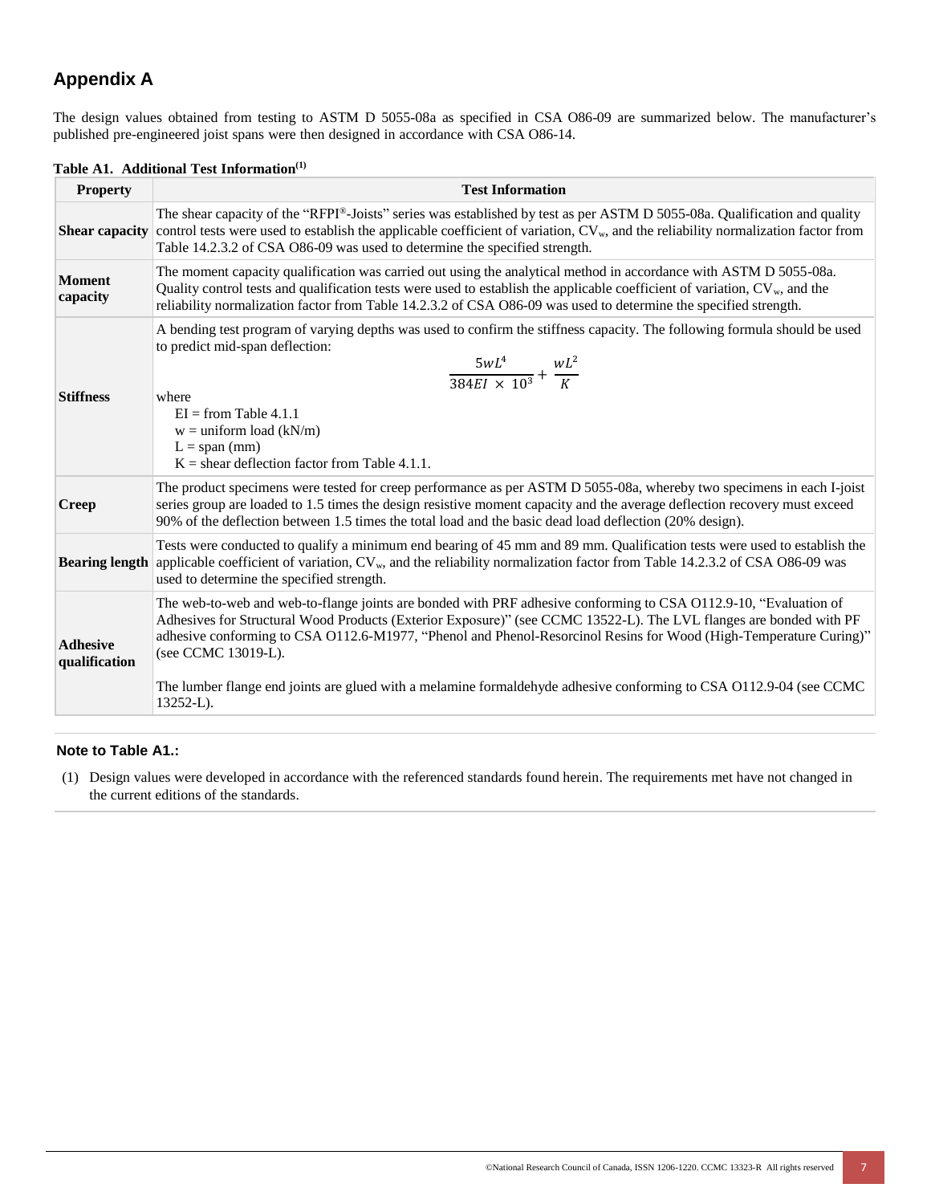## Appendix A

The design values obtained from testing to ASTM D 5055-08a as specified in CSA O86-09 are summarized below. The manufacturer's published pre-engineered joist spans were then designed in accordance with CSA O86-14.

**Table A1. Additional Test Information(1)**

| Property | Test Information |
|---|---|
| **Shear capacity** | The shear capacity of the "RFPI®-Joists" series was established by test as per ASTM D 5055-08a. Qualification and quality control tests were used to establish the applicable coefficient of variation, $CV_w$, and the reliability normalization factor from Table 14.2.3.2 of CSA O86-09 was used to determine the specified strength. |
| **Moment capacity** | The moment capacity qualification was carried out using the analytical method in accordance with ASTM D 5055-08a. Quality control tests and qualification tests were used to establish the applicable coefficient of variation, $CV_w$, and the reliability normalization factor from Table 14.2.3.2 of CSA O86-09 was used to determine the specified strength. |
| **Stiffness** | A bending test program of varying depths was used to confirm the stiffness capacity. The following formula should be used to predict mid-span deflection: $$\frac{5wL^4}{384EI \times 10^3} + \frac{wL^2}{K}$$ where EI = from Table 4.1.1; w = uniform load (kN/m); L = span (mm); K = shear deflection factor from Table 4.1.1. |
| **Creep** | The product specimens were tested for creep performance as per ASTM D 5055-08a, whereby two specimens in each I-joist series group are loaded to 1.5 times the design resistive moment capacity and the average deflection recovery must exceed 90% of the deflection between 1.5 times the total load and the basic dead load deflection (20% design). |
| **Bearing length** | Tests were conducted to qualify a minimum end bearing of 45 mm and 89 mm. Qualification tests were used to establish the applicable coefficient of variation, $CV_w$, and the reliability normalization factor from Table 14.2.3.2 of CSA O86-09 was used to determine the specified strength. |
| **Adhesive qualification** | The web-to-web and web-to-flange joints are bonded with PRF adhesive conforming to CSA O112.9-10, "Evaluation of Adhesives for Structural Wood Products (Exterior Exposure)" (see CCMC 13522-L). The LVL flanges are bonded with PF adhesive conforming to CSA O112.6-M1977, "Phenol and Phenol-Resorcinol Resins for Wood (High-Temperature Curing)" (see CCMC 13019-L). The lumber flange end joints are glued with a melamine formaldehyde adhesive conforming to CSA O112.9-04 (see CCMC 13252-L). |

**Note to Table A1.:**

(1) Design values were developed in accordance with the referenced standards found herein. The requirements met have not changed in the current editions of the standards.